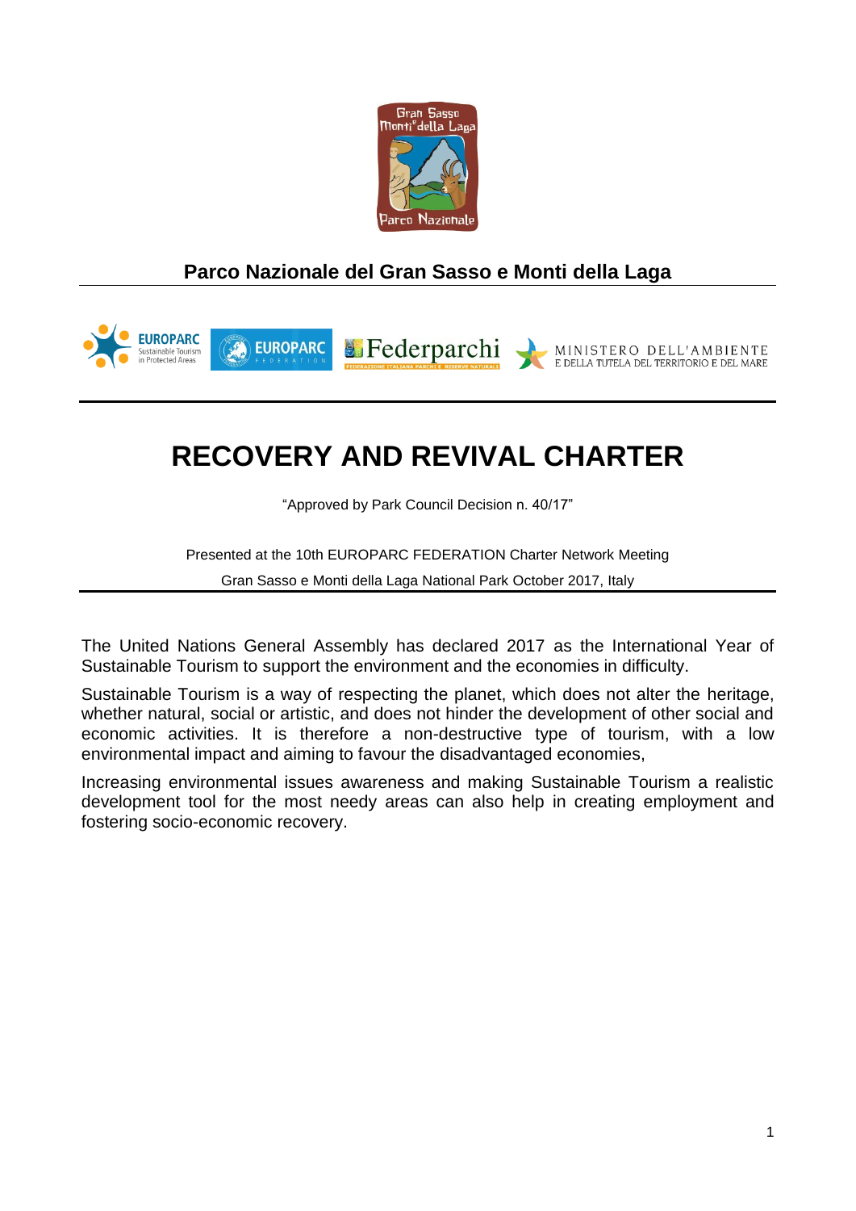**Parco Nazionale del Gran Sasso e Monti della Laga**

# RECOVERY AND REVIVAL CHARTER

"Approved by Park Council Decision n. 40/17"

Presented at the 10th EUROPARC FEDERATION Charter Network Meeting

Gran Sasso e Monti della Laga National Park October 2017, Italy

The United Nations General Assembly has declared 2017 as the International Year of Sustainable Tourism to support the environment and the economies in difficulty.

Sustainable Tourism is a way of respecting the planet, which does not alter the heritage, whether natural, social or artistic, and does not hinder the development of other social and economic activities. It is therefore a non-destructive type of tourism, with a low environmental impact and aiming to favour the disadvantaged economies,

Increasing environmental issues awareness and making Sustainable Tourism a realistic development tool for the most needy areas can also help in creating employment and fostering socio-economic recovery.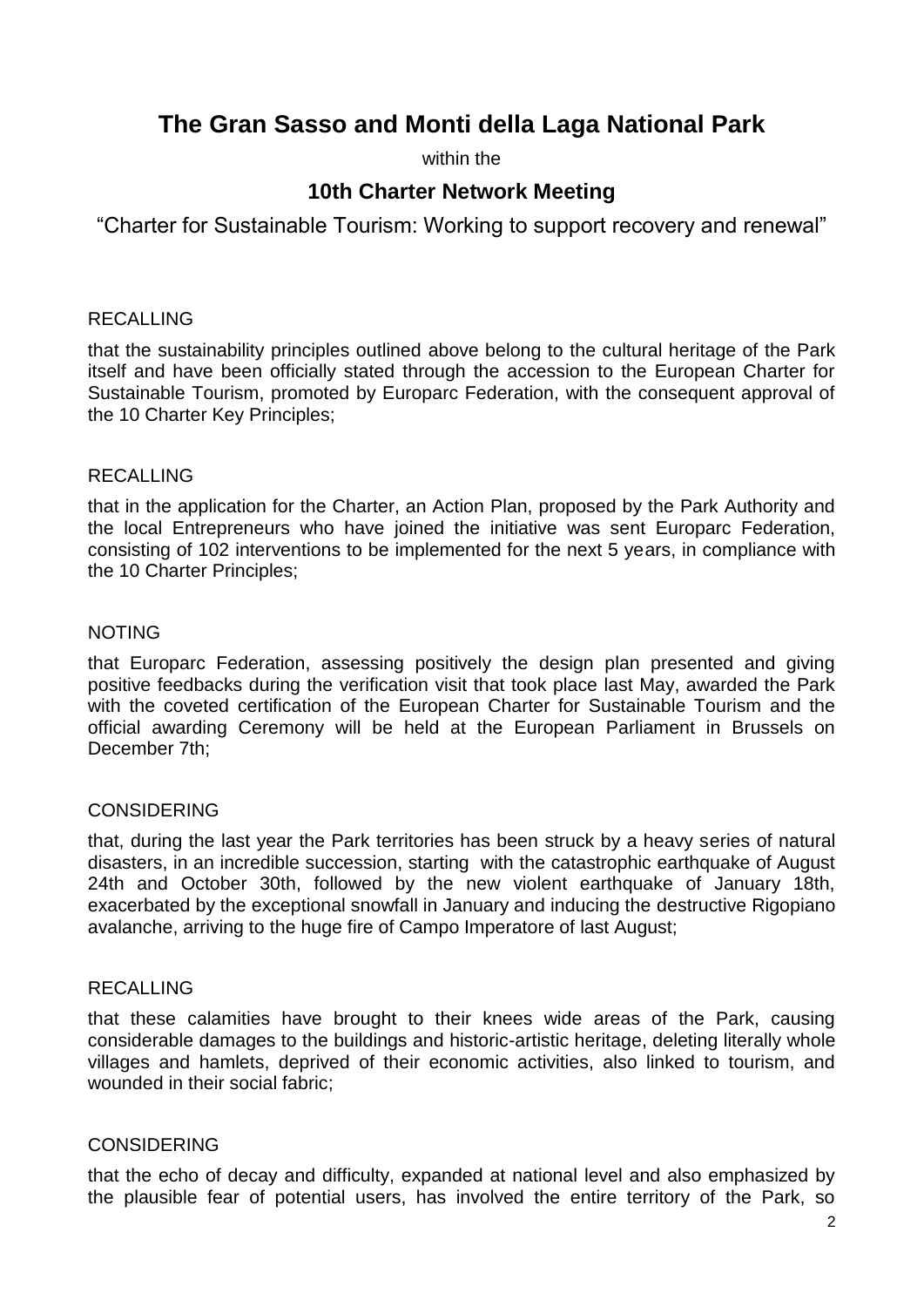# The Gran Sasso and Monti della Laga National Park

within the

## 10th Charter Network Meeting

"Charter for Sustainable Tourism: Working to support recovery and renewal"

RECALLING

that the sustainability principles outlined above belong to the cultural heritage of the Park itself and have been officially stated through the accession to the European Charter for Sustainable Tourism, promoted by Europarc Federation, with the consequent approval of the 10 Charter Key Principles;

RECALLING

that in the application for the Charter, an Action Plan, proposed by the Park Authority and the local Entrepreneurs who have joined the initiative was sent Europarc Federation, consisting of 102 interventions to be implemented for the next 5 years, in compliance with the 10 Charter Principles;

NOTING

that Europarc Federation, assessing positively the design plan presented and giving positive feedbacks during the verification visit that took place last May, awarded the Park with the coveted certification of the European Charter for Sustainable Tourism and the official awarding Ceremony will be held at the European Parliament in Brussels on December 7th;

CONSIDERING

that, during the last year the Park territories has been struck by a heavy series of natural disasters, in an incredible succession, starting with the catastrophic earthquake of August 24th and October 30th, followed by the new violent earthquake of January 18th, exacerbated by the exceptional snowfall in January and inducing the destructive Rigopiano avalanche, arriving to the huge fire of Campo Imperatore of last August;

RECALLING

that these calamities have brought to their knees wide areas of the Park, causing considerable damages to the buildings and historic-artistic heritage, deleting literally whole villages and hamlets, deprived of their economic activities, also linked to tourism, and wounded in their social fabric;

CONSIDERING

that the echo of decay and difficulty, expanded at national level and also emphasized by the plausible fear of potential users, has involved the entire territory of the Park, so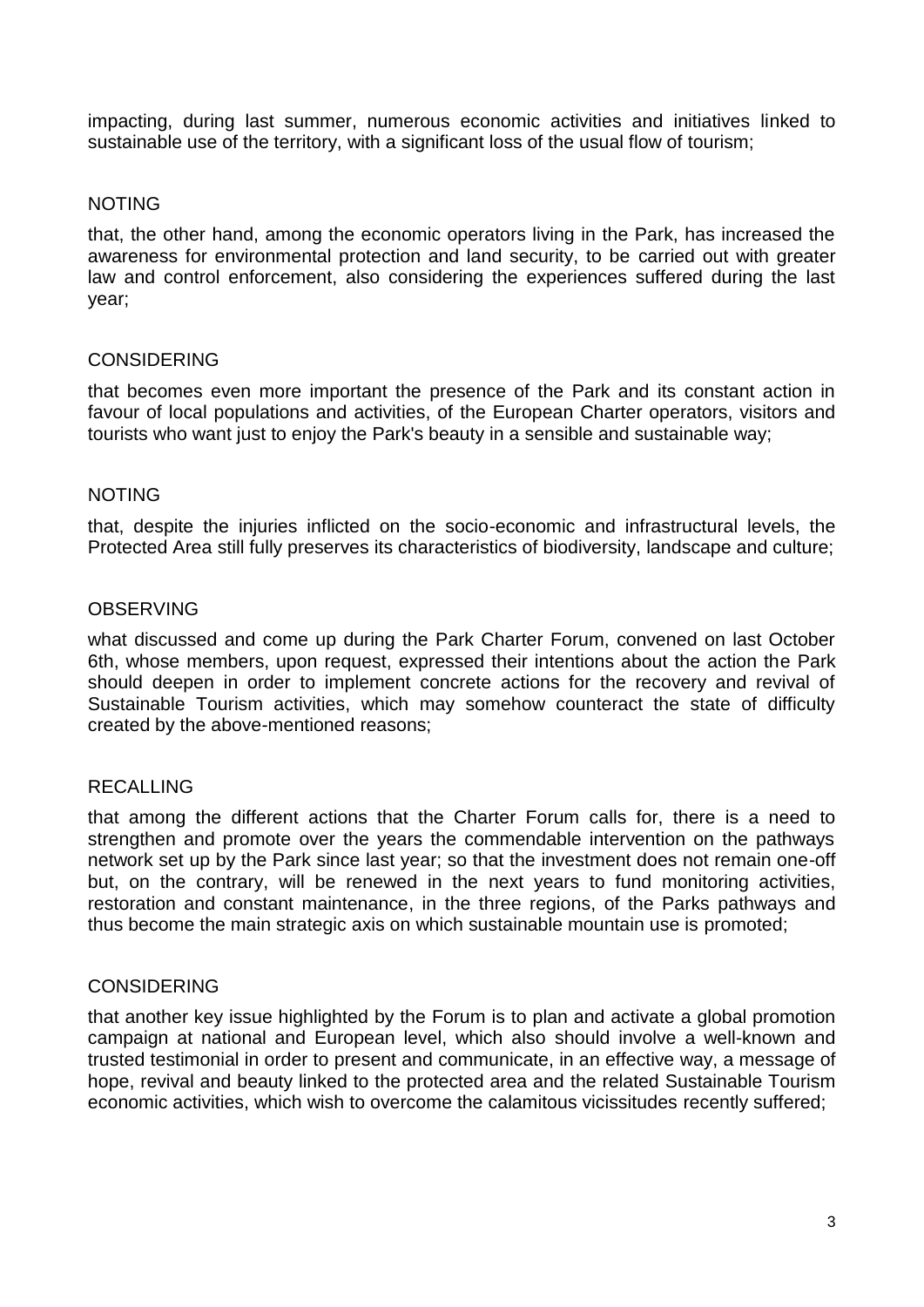impacting, during last summer, numerous economic activities and initiatives linked to sustainable use of the territory, with a significant loss of the usual flow of tourism;

NOTING

that, the other hand, among the economic operators living in the Park, has increased the awareness for environmental protection and land security, to be carried out with greater law and control enforcement, also considering the experiences suffered during the last year;

CONSIDERING

that becomes even more important the presence of the Park and its constant action in favour of local populations and activities, of the European Charter operators, visitors and tourists who want just to enjoy the Park's beauty in a sensible and sustainable way;

NOTING

that, despite the injuries inflicted on the socio-economic and infrastructural levels, the Protected Area still fully preserves its characteristics of biodiversity, landscape and culture;

OBSERVING

what discussed and come up during the Park Charter Forum, convened on last October 6th, whose members, upon request, expressed their intentions about the action the Park should deepen in order to implement concrete actions for the recovery and revival of Sustainable Tourism activities, which may somehow counteract the state of difficulty created by the above-mentioned reasons;

RECALLING

that among the different actions that the Charter Forum calls for, there is a need to strengthen and promote over the years the commendable intervention on the pathways network set up by the Park since last year; so that the investment does not remain one-off but, on the contrary, will be renewed in the next years to fund monitoring activities, restoration and constant maintenance, in the three regions, of the Parks pathways and thus become the main strategic axis on which sustainable mountain use is promoted;

CONSIDERING

that another key issue highlighted by the Forum is to plan and activate a global promotion campaign at national and European level, which also should involve a well-known and trusted testimonial in order to present and communicate, in an effective way, a message of hope, revival and beauty linked to the protected area and the related Sustainable Tourism economic activities, which wish to overcome the calamitous vicissitudes recently suffered;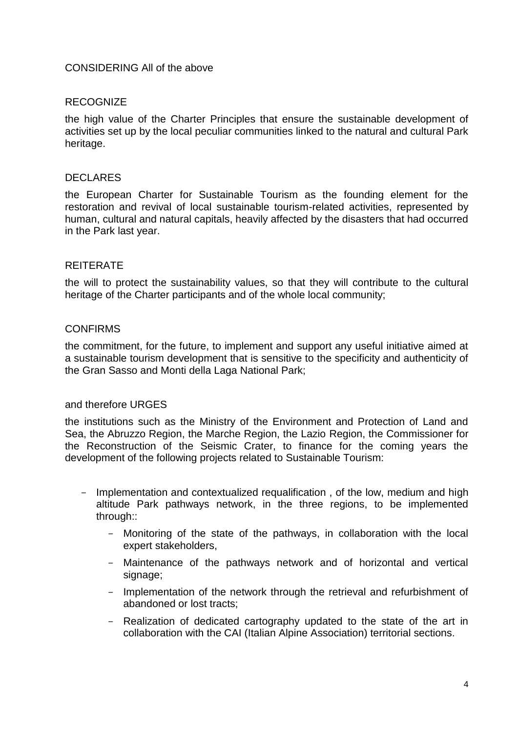CONSIDERING All of the above

RECOGNIZE

the high value of the Charter Principles that ensure the sustainable development of activities set up by the local peculiar communities linked to the natural and cultural Park heritage.

DECLARES

the European Charter for Sustainable Tourism as the founding element for the restoration and revival of local sustainable tourism-related activities, represented by human, cultural and natural capitals, heavily affected by the disasters that had occurred in the Park last year.

REITERATE

the will to protect the sustainability values, so that they will contribute to the cultural heritage of the Charter participants and of the whole local community;

CONFIRMS

the commitment, for the future, to implement and support any useful initiative aimed at a sustainable tourism development that is sensitive to the specificity and authenticity of the Gran Sasso and Monti della Laga National Park;

and therefore URGES

the institutions such as the Ministry of the Environment and Protection of Land and Sea, the Abruzzo Region, the Marche Region, the Lazio Region, the Commissioner for the Reconstruction of the Seismic Crater, to finance for the coming years the development of the following projects related to Sustainable Tourism:

- Implementation and contextualized requalification , of the low, medium and high altitude Park pathways network, in the three regions, to be implemented through::
  - Monitoring of the state of the pathways, in collaboration with the local expert stakeholders,
  - Maintenance of the pathways network and of horizontal and vertical signage;
  - Implementation of the network through the retrieval and refurbishment of abandoned or lost tracts;
  - Realization of dedicated cartography updated to the state of the art in collaboration with the CAI (Italian Alpine Association) territorial sections.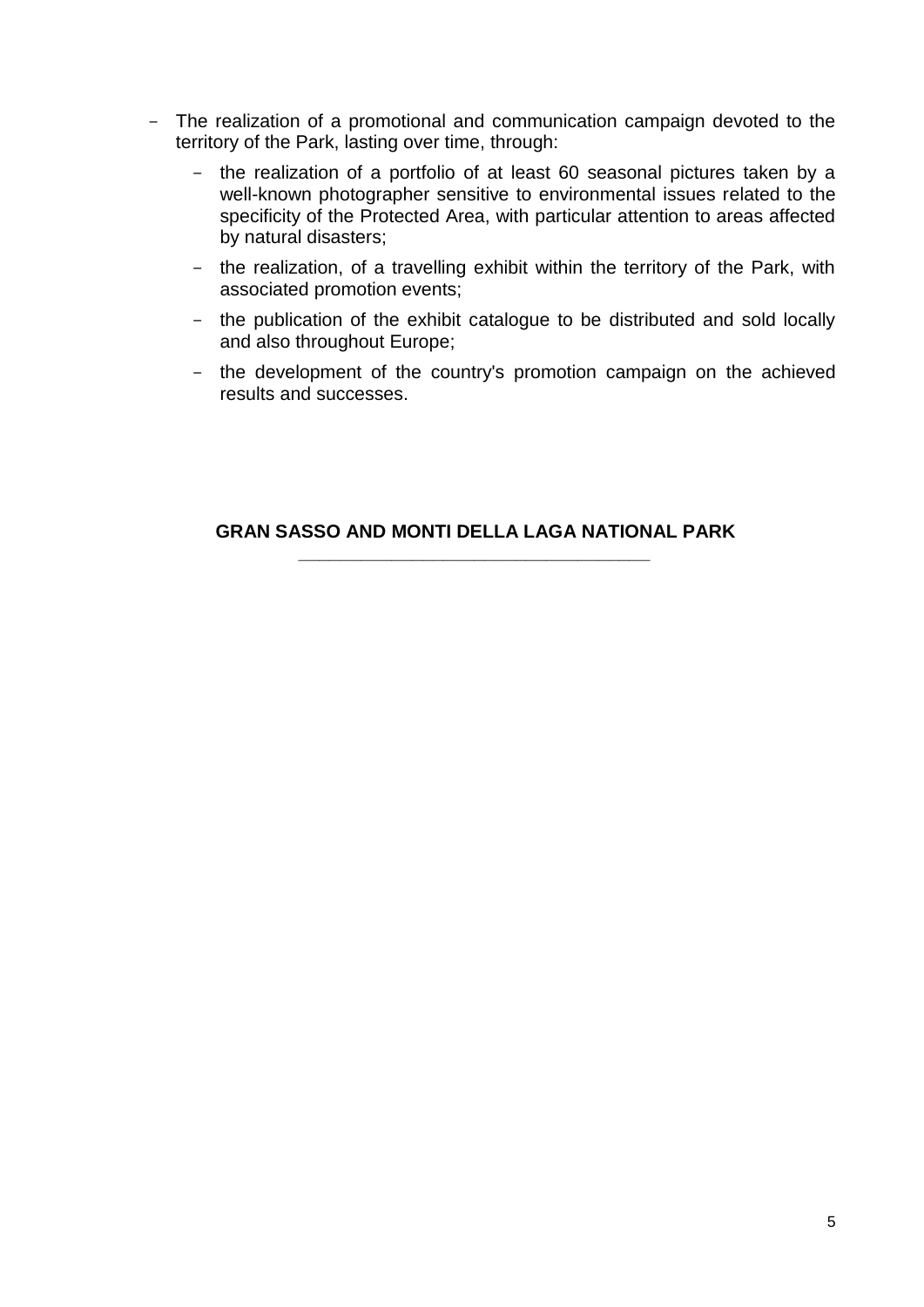- The realization of a promotional and communication campaign devoted to the territory of the Park, lasting over time, through:
  - the realization of a portfolio of at least 60 seasonal pictures taken by a well-known photographer sensitive to environmental issues related to the specificity of the Protected Area, with particular attention to areas affected by natural disasters;
  - the realization, of a travelling exhibit within the territory of the Park, with associated promotion events;
  - the publication of the exhibit catalogue to be distributed and sold locally and also throughout Europe;
  - the development of the country's promotion campaign on the achieved results and successes.

**GRAN SASSO AND MONTI DELLA LAGA NATIONAL PARK**

\_\_\_\_\_\_\_\_\_\_\_\_\_\_\_\_\_\_\_\_\_\_\_\_\_\_\_\_\_\_\_\_\_\_\_\_